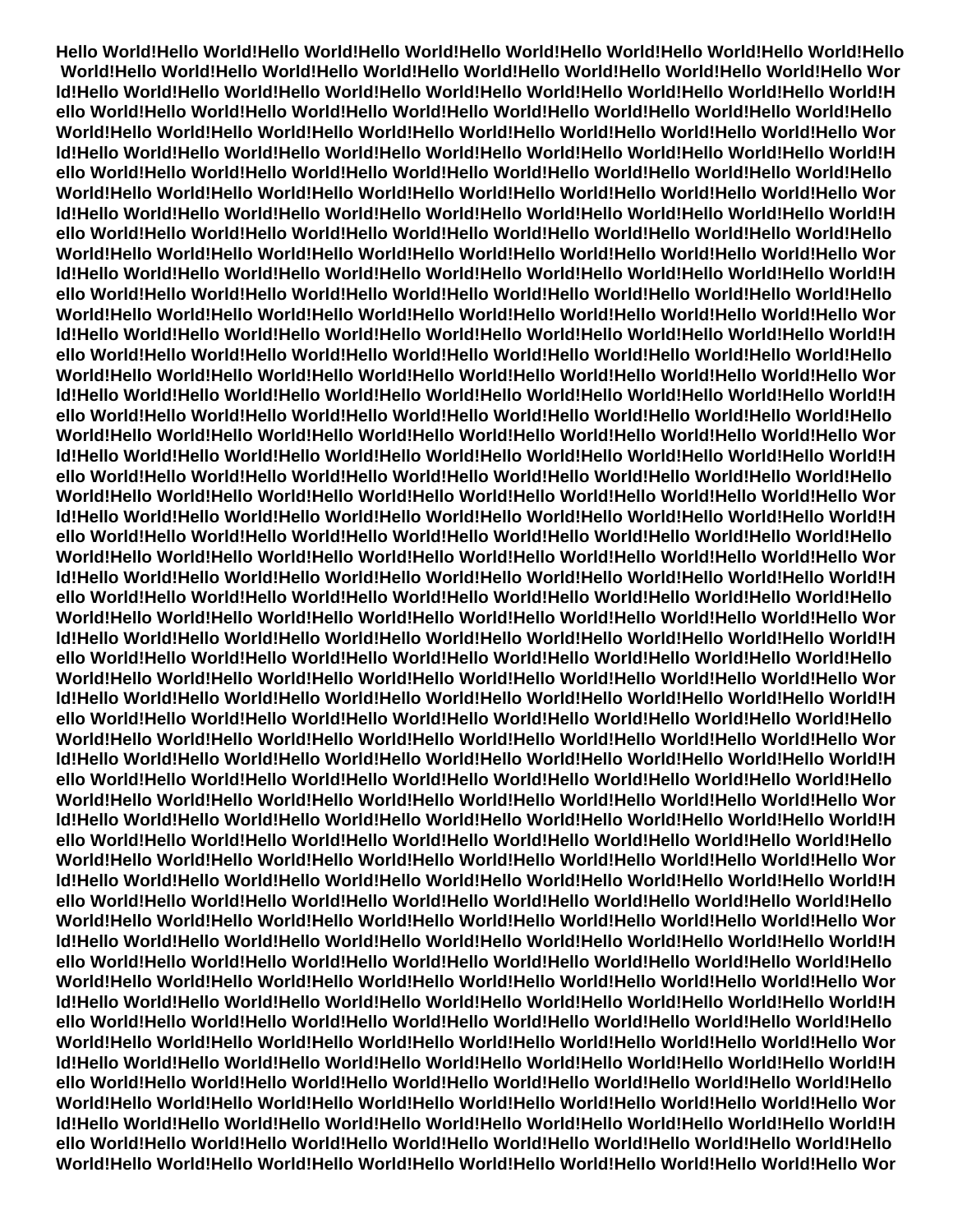**Hello World!Hello World!Hello World!Hello World!Hello World!Hello World!Hello World!Hello World!Hello World!Hello World!Hello World!Hello World!Hello World!Hello World!Hello World!Hello World!Hello World!Hello World!Hello World!Hello World!Hello World!Hello World!Hello World!Hello World!Hello World!Hello World!Hello World!Hello World!Hello World!Hello World!Hello World!Hello World!Hello World!Hello World!Hello World!Hello World!Hello World!Hello World!Hello World!Hello World!Hello World!Hello World!Hello World!Hello World!Hello World!Hello World!Hello World!Hello World!Hello World!Hello World!Hello World!Hello World!Hello World!Hello World!Hello World!Hello World!Hello World!Hello World!Hello World!Hello World!Hello World!Hello World!Hello World!Hello World!Hello World!Hello World!Hello World!Hello World!Hello World!Hello World!Hello World!Hello World!Hello World!Hello World!Hello World!Hello World!Hello World!Hello World!Hello World!Hello World!Hello World!Hello World!Hello World!Hello World!Hello World!Hello World!Hello World!Hello World!Hello World!Hello World!Hello World!Hello World!Hello World!Hello World!Hello World!Hello World!Hello World!Hello World!Hello World!Hello World!Hello World!Hello World!Hello World!Hello World!Hello World!Hello World!Hello World!Hello World!Hello World!Hello World!Hello World!Hello World!Hello World!Hello World!Hello World!Hello World!Hello World!Hello World!Hello World!Hello World!Hello World!Hello World!Hello World!Hello World!Hello World!Hello World!Hello World!Hello World!Hello World!Hello World!Hello World!Hello World!Hello World!Hello World!Hello World!Hello World!Hello World!Hello World!Hello World!Hello World!Hello World!Hello World!Hello World!Hello World!Hello World!Hello World!Hello World!Hello World!Hello World!Hello World!Hello World!Hello World!Hello World!Hello World!Hello World!Hello World!Hello World!Hello World!Hello World!Hello World!Hello World!Hello World!Hello World!Hello World!Hello World!Hello World!Hello World!Hello World!Hello World!Hello World!Hello World!Hello World!Hello World!Hello World!Hello World!Hello World!Hello World!Hello World!Hello World!Hello World!Hello World!Hello World!Hello World!Hello World!Hello World!Hello World!Hello World!Hello World!Hello World!Hello World!Hello World!Hello World!Hello World!Hello World!Hello World!Hello World!Hello World!Hello World!Hello World!Hello World!Hello World!Hello World!Hello World!Hello World!Hello World!Hello World!Hello World!Hello World!Hello World!Hello World!Hello World!Hello World!Hello World!Hello World!Hello World!Hello World!Hello World!Hello World!Hello World!Hello World!Hello World!Hello World!Hello World!Hello World!Hello World!Hello World!Hello World!Hello World!Hello World!Hello World!Hello World!Hello World!Hello World!Hello World!Hello World!Hello World!Hello World!Hello World!Hello World!Hello World!Hello World!Hello World!Hello World!Hello World!Hello World!Hello World!Hello World!Hello World!Hello World!Hello World!Hello World!Hello World!Hello World!Hello World!Hello World!Hello World!Hello World!Hello World!Hello World!Hello World!Hello World!Hello World!Hello World!Hello World!Hello World!Hello World!Hello World!Hello World!Hello World!Hello World!Hello World!Hello World!Hello World!Hello World!Hello World!Hello World!Hello World!Hello World!Hello World!Hello World!Hello World!Hello World!Hello World!Hello World!Hello World!Hello World!Hello World!Hello World!Hello World!Hello World!Hello World!Hello World!Hello World!Hello World!Hello World!Hello World!Hello World!Hello World!Hello World!Hello World!Hello World!Hello World!Hello World!Hello World!Hello World!Hello World!Hello World!Hello World!Hello World!Hello World!Hello World!Hello World!Hello World!Hello World!Hello World!Hello World!Hello World!Hello World!Hello World!Hello World!Hello World!Hello World!Hello World!Hello World!Hello World!Hello World!Hello World!Hello World!Hello World!Hello World!Hello World!Hello World!Hello World!Hello World!Hello World!Hello World!Hello World!Hello World!Hello World!Hello World!Hello World!Hello World!Hello World!Hello World!Hello World!Hello World!Hello World!Hello World!Hello World!Hello World!Hello World!Hello World!Hello World!Hello World!Hello World!Hello World!Hello World!Hello World!Hello World!Hello World!Hello World!Hello World!Hello World!Hello World!Hello World!Hello World!Hello World!Hello World!Hello World!Hello World!Hello World!Hello World!Hello World!Hello World!Hello World!Hello World!Hello World!Hello World!Hello World!Hello World!Hello World!Hello World!Hello World!Hello World!Hello World!Hello World!Hello World!Hello World!Hello World!Hello World!Hello World!Hello World!Hello World!Hello World!Hello World!Hello World!Hello World!Hello World!Hello World!Hello World!Hello World!Hello World!Hello World!Hello World!Hello World!Hello World!Hello World!Hello World!Hello World!Hello World!Hello World!Hello World!Hello World!Hello World!Hello World!Hello World!Hello World!Hello World!Hello World!Hello World!Hello World!Hello World!Hello World!Hello World!Hello World!Hello World!Hello World!Hello World!Hello World!Hello World!Hello World!Hello World!Hello World!Hello World!Hello World!Hello World!Hello World!Hello World!Hello World!Hello World!Hello World!Hello World!Hello World!Hello World!Hello World!Hello World!Hello World!Hello World!Hello World!Hello World!Hello World!Hello World!Hello World!Hello World!Hello World!Hello World!Hello World!Hello World!Hello World!Hello World!Hello World!Hello World!Hello World!Hello World!Hello World!Hello World!Hello World!Hello World!Hello World!Hello World!Hello World!Hello World!Hello World!Hello World!Hello World!Hello World!Hello World!Hello World!Hello World!Hello World!Hello World!Hello World!Hello World!Hello World!Hello World!Hello World!Hello World!Hello World!Hello World!Hello World!Hello World!Hello World!Hello World!Hello World!Hello World!Hello World!Hello World!Hello World!Hello World!Hello World!Hello World!Hello World!Hello World!Hello World!Hello World!Hello World!Hello World!Hello World!Hello World!Hello World!Hello World!Hello World!Hello World!Hello World!Hello World!Hello World!Hello World!Hello World!Hello World!Hello World!Hello World!Hello World!Hello World!Hello World!Hello World!Hello World!Hello World!Hello World!Hello World!Hello World!Hello World!Hello World!Hello World!Hello World!Hello World!Hello World!Hello World!Hello World!Hello World!Hello World!Hello World!Hello World!Hello World!Hello World!Hello World!Hello World!Hello World!Hello World!Hello World!Hello World!Hello World!Hello World!Hello World!Hello World!Hello World!Hello World!Hello World!Hello World!Hello World!Hello World!Hello World!Hello World!Hello World!Hello World!Hello World!Hello World!Hello World!Hello World!Hello World!Hello World!Hello World!Hello World!Hello World!Hello World!Hello World!Hello World!Hello World!Hello World!Hello World!Hello World!Hello World!Hello World!Hello World!Hello World!Hello World!Hello World!Hello World!Hello World!Hello World!Hello World!Hello World!Hello World!Hello World!Hello World!Hello World!Hello World!Hello World!Hello World!Hello World!Hello World!Hello World!Hello World!Hello World!Hello World!Hello World!Hello World!Hello World!Hello World!Hello World!Hello World!Hello World!Hello World!Hello World!Hello World!Hello World!Hello World!Hello World!Hello World!Hello World!Hello World!Hello World!Hello World!Hello World!Hello World!Hello World!Hello World!Hello World!Hello World!Hello World!Hello World!Hello World!Hello World!Hello World!Hello World!Hello World!Hello World!Hello World!Hello World!Hello World!Hello World!Hello World!Hello World!Hello World!Hello World!Hello World!Hello World!Hello World!Hello World!Hello World!Hello World!Hello World!Hello World!Hello World!Hello World!Hello World!Hello World!Hello World!Hello World!Hello World!Hello World!Hello World!Hello World!Hello World!Hello World!Hello World!Hello World!Hello World!Hello World!Hello World!Hello World!Hello World!Hello World!Hello World!Hello World!Hello World!Hello World!Hello World!Hello World!Hello World!Hello World!Hello World!Hello World!Hello World!Hello World!Hello World!Hello World!Hello World!Hello World!Hello World!Hello World!Hello World!Hello Wor**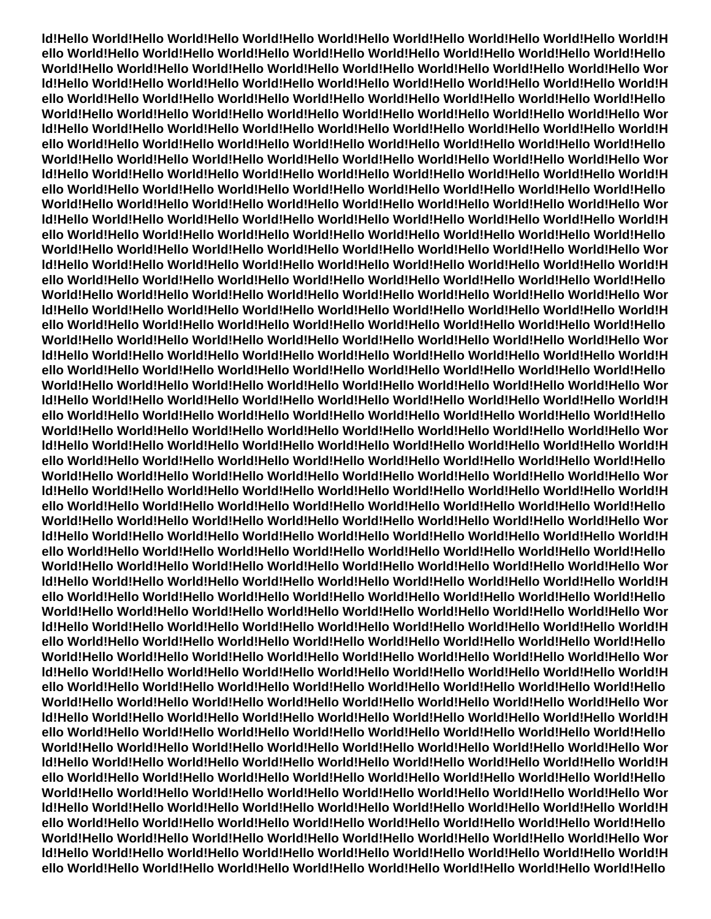**ld!Hello World!Hello World!Hello World!Hello World!Hello World!Hello World!Hello World!Hello World!Hello World!H
ello World!Hello World!Hello World!Hello World!Hello World!Hello World!Hello World!Hello World!Hello World!Hello
World!Hello World!Hello World!Hello World!Hello World!Hello World!Hello World!Hello World!Hello World!Hello Wor
ld!Hello World!Hello World!Hello World!Hello World!Hello World!Hello World!Hello World!Hello World!Hello World!H
ello World!Hello World!Hello World!Hello World!Hello World!Hello World!Hello World!Hello World!Hello World!Hello
World!Hello World!Hello World!Hello World!Hello World!Hello World!Hello World!Hello World!Hello World!Hello Wor
ld!Hello World!Hello World!Hello World!Hello World!Hello World!Hello World!Hello World!Hello World!Hello World!H
ello World!Hello World!Hello World!Hello World!Hello World!Hello World!Hello World!Hello World!Hello World!Hello
World!Hello World!Hello World!Hello World!Hello World!Hello World!Hello World!Hello World!Hello World!Hello Wor
ld!Hello World!Hello World!Hello World!Hello World!Hello World!Hello World!Hello World!Hello World!Hello World!H
ello World!Hello World!Hello World!Hello World!Hello World!Hello World!Hello World!Hello World!Hello World!Hello
World!Hello World!Hello World!Hello World!Hello World!Hello World!Hello World!Hello World!Hello World!Hello Wor
ld!Hello World!Hello World!Hello World!Hello World!Hello World!Hello World!Hello World!Hello World!Hello World!H
ello World!Hello World!Hello World!Hello World!Hello World!Hello World!Hello World!Hello World!Hello World!Hello
World!Hello World!Hello World!Hello World!Hello World!Hello World!Hello World!Hello World!Hello World!Hello Wor
ld!Hello World!Hello World!Hello World!Hello World!Hello World!Hello World!Hello World!Hello World!Hello World!H
ello World!Hello World!Hello World!Hello World!Hello World!Hello World!Hello World!Hello World!Hello World!Hello
World!Hello World!Hello World!Hello World!Hello World!Hello World!Hello World!Hello World!Hello World!Hello Wor
ld!Hello World!Hello World!Hello World!Hello World!Hello World!Hello World!Hello World!Hello World!Hello World!H
ello World!Hello World!Hello World!Hello World!Hello World!Hello World!Hello World!Hello World!Hello World!Hello
World!Hello World!Hello World!Hello World!Hello World!Hello World!Hello World!Hello World!Hello World!Hello Wor
ld!Hello World!Hello World!Hello World!Hello World!Hello World!Hello World!Hello World!Hello World!Hello World!H
ello World!Hello World!Hello World!Hello World!Hello World!Hello World!Hello World!Hello World!Hello World!Hello
World!Hello World!Hello World!Hello World!Hello World!Hello World!Hello World!Hello World!Hello World!Hello Wor
ld!Hello World!Hello World!Hello World!Hello World!Hello World!Hello World!Hello World!Hello World!Hello World!H
ello World!Hello World!Hello World!Hello World!Hello World!Hello World!Hello World!Hello World!Hello World!Hello
World!Hello World!Hello World!Hello World!Hello World!Hello World!Hello World!Hello World!Hello World!Hello Wor
ld!Hello World!Hello World!Hello World!Hello World!Hello World!Hello World!Hello World!Hello World!Hello World!H
ello World!Hello World!Hello World!Hello World!Hello World!Hello World!Hello World!Hello World!Hello World!Hello
World!Hello World!Hello World!Hello World!Hello World!Hello World!Hello World!Hello World!Hello World!Hello Wor
ld!Hello World!Hello World!Hello World!Hello World!Hello World!Hello World!Hello World!Hello World!Hello World!H
ello World!Hello World!Hello World!Hello World!Hello World!Hello World!Hello World!Hello World!Hello World!Hello
World!Hello World!Hello World!Hello World!Hello World!Hello World!Hello World!Hello World!Hello World!Hello Wor
ld!Hello World!Hello World!Hello World!Hello World!Hello World!Hello World!Hello World!Hello World!Hello World!H
ello World!Hello World!Hello World!Hello World!Hello World!Hello World!Hello World!Hello World!Hello World!Hello
World!Hello World!Hello World!Hello World!Hello World!Hello World!Hello World!Hello World!Hello World!Hello Wor
ld!Hello World!Hello World!Hello World!Hello World!Hello World!Hello World!Hello World!Hello World!Hello World!H
ello World!Hello World!Hello World!Hello World!Hello World!Hello World!Hello World!Hello World!Hello World!Hello
World!Hello World!Hello World!Hello World!Hello World!Hello World!Hello World!Hello World!Hello World!Hello Wor
ld!Hello World!Hello World!Hello World!Hello World!Hello World!Hello World!Hello World!Hello World!Hello World!H
ello World!Hello World!Hello World!Hello World!Hello World!Hello World!Hello World!Hello World!Hello World!Hello
World!Hello World!Hello World!Hello World!Hello World!Hello World!Hello World!Hello World!Hello World!Hello Wor
ld!Hello World!Hello World!Hello World!Hello World!Hello World!Hello World!Hello World!Hello World!Hello World!H
ello World!Hello World!Hello World!Hello World!Hello World!Hello World!Hello World!Hello World!Hello World!Hello
World!Hello World!Hello World!Hello World!Hello World!Hello World!Hello World!Hello World!Hello World!Hello Wor
ld!Hello World!Hello World!Hello World!Hello World!Hello World!Hello World!Hello World!Hello World!Hello World!H
ello World!Hello World!Hello World!Hello World!Hello World!Hello World!Hello World!Hello World!Hello World!Hello
World!Hello World!Hello World!Hello World!Hello World!Hello World!Hello World!Hello World!Hello World!Hello Wor
ld!Hello World!Hello World!Hello World!Hello World!Hello World!Hello World!Hello World!Hello World!Hello World!H
ello World!Hello World!Hello World!Hello World!Hello World!Hello World!Hello World!Hello World!Hello World!Hello
World!Hello World!Hello World!Hello World!Hello World!Hello World!Hello World!Hello World!Hello World!Hello Wor
ld!Hello World!Hello World!Hello World!Hello World!Hello World!Hello World!Hello World!Hello World!Hello World!H
ello World!Hello World!Hello World!Hello World!Hello World!Hello World!Hello World!Hello World!Hello World!Hello
World!Hello World!Hello World!Hello World!Hello World!Hello World!Hello World!Hello World!Hello World!Hello Wor
ld!Hello World!Hello World!Hello World!Hello World!Hello World!Hello World!Hello World!Hello World!Hello World!H
ello World!Hello World!Hello World!Hello World!Hello World!Hello World!Hello World!Hello World!Hello World!Hello**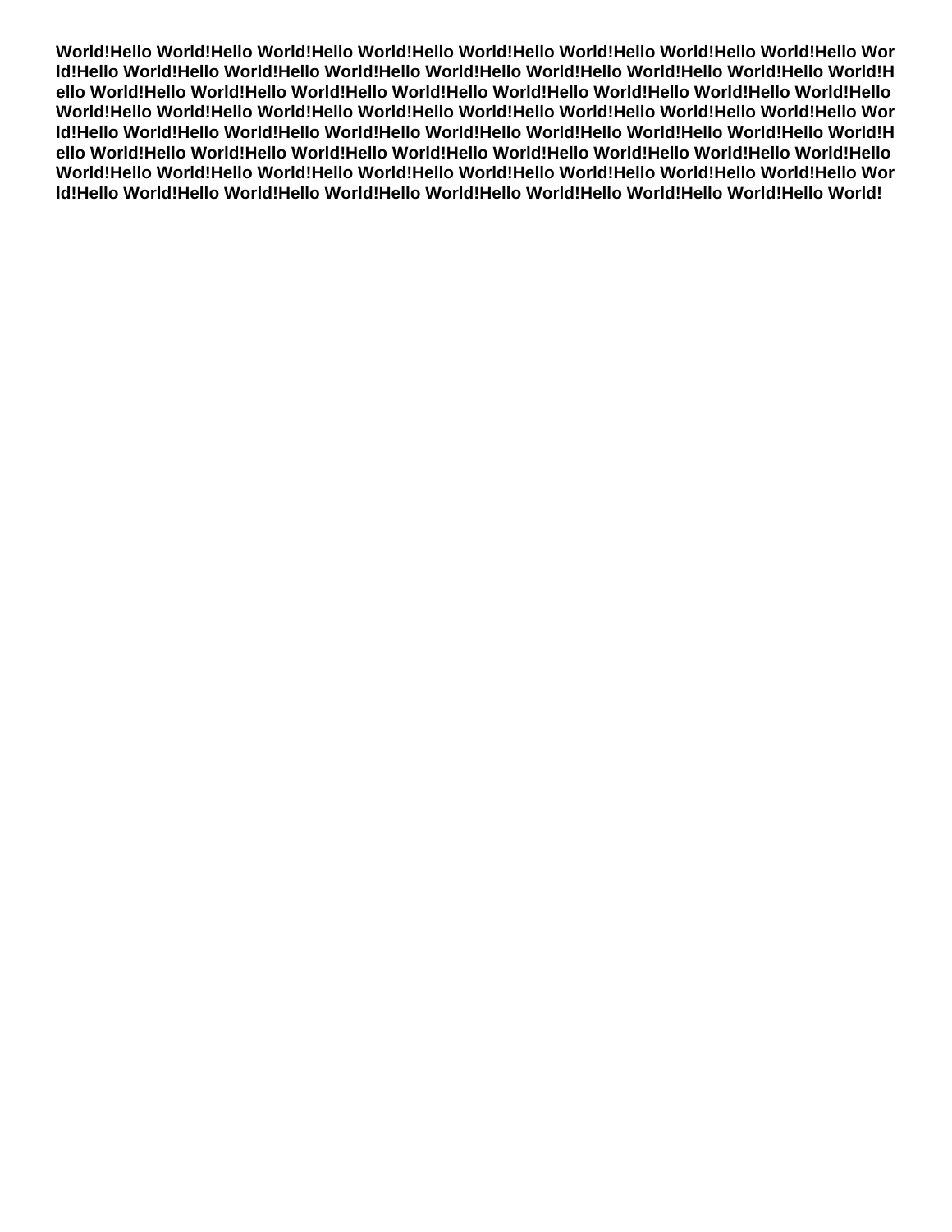**World!Hello World!Hello World!Hello World!Hello World!Hello World!Hello World!Hello World!Hello World!Hello World!Hello World!Hello World!Hello World!Hello World!Hello World!Hello World!Hello World!Hello World!Hello World!Hello World!Hello World!Hello World!Hello World!Hello World!Hello World!Hello World!Hello World!Hello World!Hello World!Hello World!Hello World!Hello World!Hello World!Hello World!Hello World!Hello World!Hello World!Hello World!Hello World!Hello World!Hello World!Hello World!Hello World!Hello World!Hello World!Hello World!Hello World!Hello World!Hello World!Hello World!Hello World!Hello World!Hello World!Hello World!Hello World!Hello World!Hello World!Hello World!Hello World!Hello World!Hello World!Hello World!Hello World!Hello World!Hello World!Hello World!Hello World!Hello World!Hello World!Hello World!Hello World!Hello World!Hello World!Hello World!Hello World!Hello World!Hello World!Hello World!Hello World!Hello World!Hello World!**